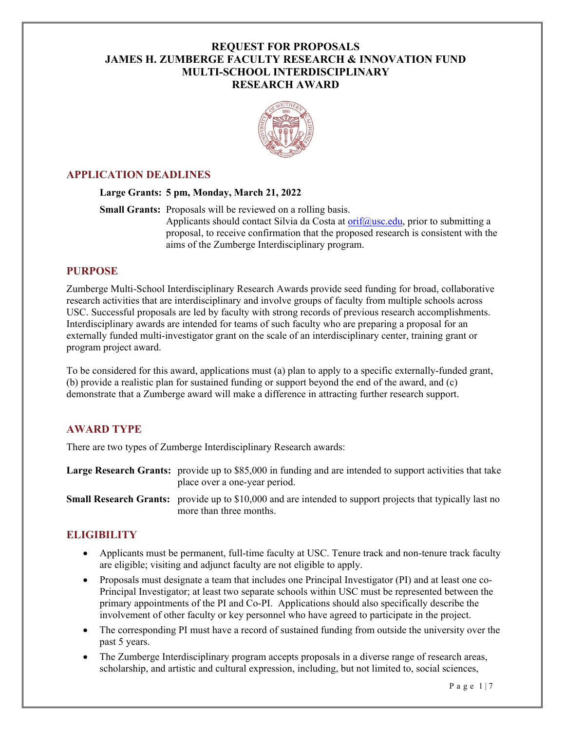# REQUEST FOR PROPOSALS
# JAMES H. ZUMBERGE FACULTY RESEARCH & INNOVATION FUND
# MULTI-SCHOOL INTERDISCIPLINARY RESEARCH AWARD

## APPLICATION DEADLINES

**Large Grants: 5 pm, Monday, March 21, 2022**

**Small Grants:** Proposals will be reviewed on a rolling basis. Applicants should contact Silvia da Costa at [orif@usc.edu](mailto:orif@usc.edu), prior to submitting a proposal, to receive confirmation that the proposed research is consistent with the aims of the Zumberge Interdisciplinary program.

## PURPOSE

Zumberge Multi-School Interdisciplinary Research Awards provide seed funding for broad, collaborative research activities that are interdisciplinary and involve groups of faculty from multiple schools across USC. Successful proposals are led by faculty with strong records of previous research accomplishments. Interdisciplinary awards are intended for teams of such faculty who are preparing a proposal for an externally funded multi-investigator grant on the scale of an interdisciplinary center, training grant or program project award.

To be considered for this award, applications must (a) plan to apply to a specific externally-funded grant, (b) provide a realistic plan for sustained funding or support beyond the end of the award, and (c) demonstrate that a Zumberge award will make a difference in attracting further research support.

## AWARD TYPE

There are two types of Zumberge Interdisciplinary Research awards:

**Large Research Grants:** provide up to $85,000 in funding and are intended to support activities that take place over a one-year period.

**Small Research Grants:** provide up to $10,000 and are intended to support projects that typically last no more than three months.

## ELIGIBILITY

- Applicants must be permanent, full-time faculty at USC. Tenure track and non-tenure track faculty are eligible; visiting and adjunct faculty are not eligible to apply.
- Proposals must designate a team that includes one Principal Investigator (PI) and at least one co-Principal Investigator; at least two separate schools within USC must be represented between the primary appointments of the PI and Co-PI. Applications should also specifically describe the involvement of other faculty or key personnel who have agreed to participate in the project.
- The corresponding PI must have a record of sustained funding from outside the university over the past 5 years.
- The Zumberge Interdisciplinary program accepts proposals in a diverse range of research areas, scholarship, and artistic and cultural expression, including, but not limited to, social sciences,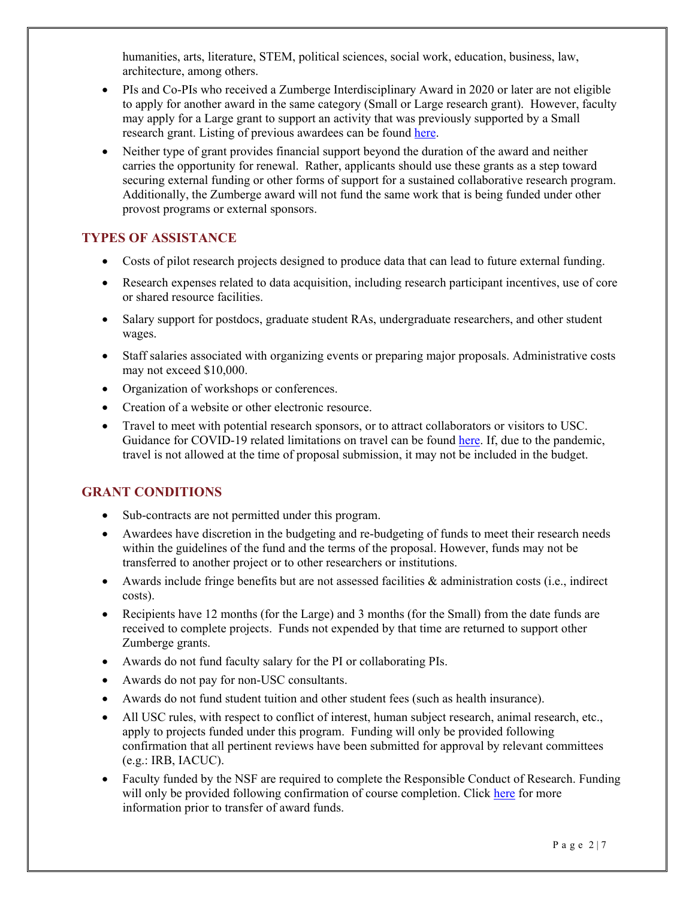humanities, arts, literature, STEM, political sciences, social work, education, business, law, architecture, among others.

- PIs and Co-PIs who received a Zumberge Interdisciplinary Award in 2020 or later are not eligible to apply for another award in the same category (Small or Large research grant). However, faculty may apply for a Large grant to support an activity that was previously supported by a Small research grant. Listing of previous awardees can be found here.
- Neither type of grant provides financial support beyond the duration of the award and neither carries the opportunity for renewal. Rather, applicants should use these grants as a step toward securing external funding or other forms of support for a sustained collaborative research program. Additionally, the Zumberge award will not fund the same work that is being funded under other provost programs or external sponsors.

## TYPES OF ASSISTANCE

- Costs of pilot research projects designed to produce data that can lead to future external funding.
- Research expenses related to data acquisition, including research participant incentives, use of core or shared resource facilities.
- Salary support for postdocs, graduate student RAs, undergraduate researchers, and other student wages.
- Staff salaries associated with organizing events or preparing major proposals. Administrative costs may not exceed $10,000.
- Organization of workshops or conferences.
- Creation of a website or other electronic resource.
- Travel to meet with potential research sponsors, or to attract collaborators or visitors to USC. Guidance for COVID-19 related limitations on travel can be found here. If, due to the pandemic, travel is not allowed at the time of proposal submission, it may not be included in the budget.

## GRANT CONDITIONS

- Sub-contracts are not permitted under this program.
- Awardees have discretion in the budgeting and re-budgeting of funds to meet their research needs within the guidelines of the fund and the terms of the proposal. However, funds may not be transferred to another project or to other researchers or institutions.
- Awards include fringe benefits but are not assessed facilities & administration costs (i.e., indirect costs).
- Recipients have 12 months (for the Large) and 3 months (for the Small) from the date funds are received to complete projects. Funds not expended by that time are returned to support other Zumberge grants.
- Awards do not fund faculty salary for the PI or collaborating PIs.
- Awards do not pay for non-USC consultants.
- Awards do not fund student tuition and other student fees (such as health insurance).
- All USC rules, with respect to conflict of interest, human subject research, animal research, etc., apply to projects funded under this program. Funding will only be provided following confirmation that all pertinent reviews have been submitted for approval by relevant committees (e.g.: IRB, IACUC).
- Faculty funded by the NSF are required to complete the Responsible Conduct of Research. Funding will only be provided following confirmation of course completion. Click here for more information prior to transfer of award funds.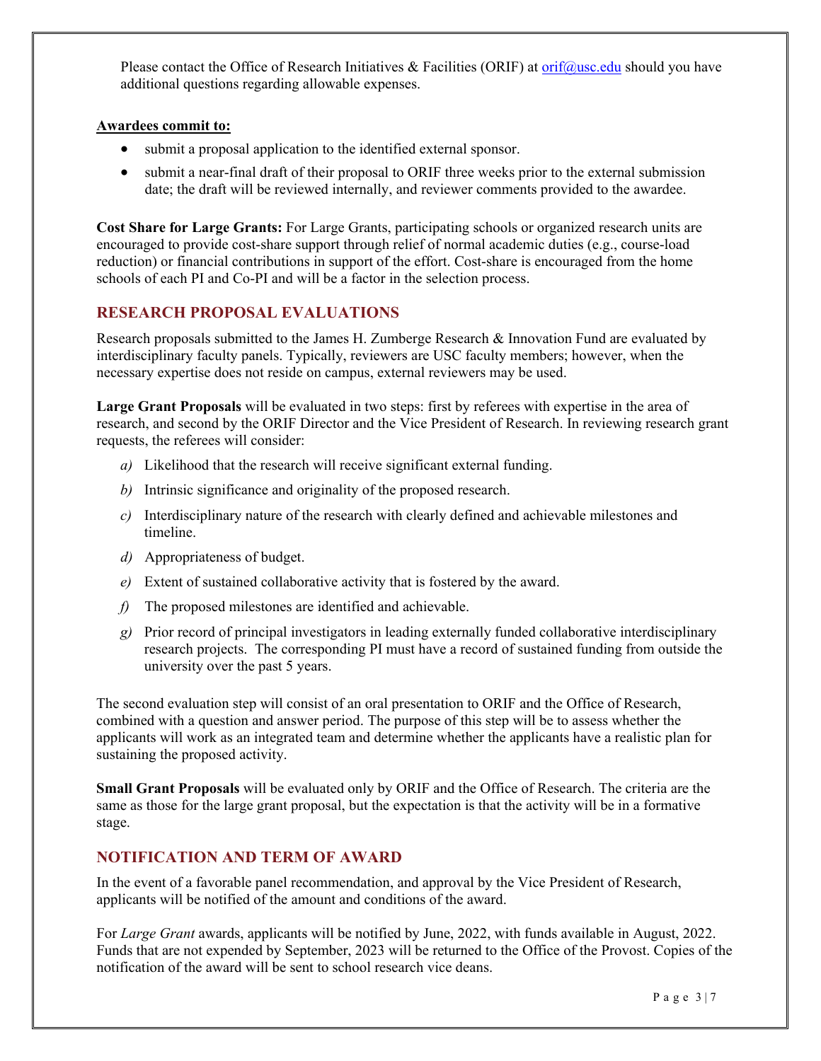Please contact the Office of Research Initiatives & Facilities (ORIF) at orif@usc.edu should you have additional questions regarding allowable expenses.

**Awardees commit to:**

- submit a proposal application to the identified external sponsor.
- submit a near-final draft of their proposal to ORIF three weeks prior to the external submission date; the draft will be reviewed internally, and reviewer comments provided to the awardee.

**Cost Share for Large Grants:** For Large Grants, participating schools or organized research units are encouraged to provide cost-share support through relief of normal academic duties (e.g., course-load reduction) or financial contributions in support of the effort. Cost-share is encouraged from the home schools of each PI and Co-PI and will be a factor in the selection process.

## RESEARCH PROPOSAL EVALUATIONS

Research proposals submitted to the James H. Zumberge Research & Innovation Fund are evaluated by interdisciplinary faculty panels. Typically, reviewers are USC faculty members; however, when the necessary expertise does not reside on campus, external reviewers may be used.

**Large Grant Proposals** will be evaluated in two steps: first by referees with expertise in the area of research, and second by the ORIF Director and the Vice President of Research. In reviewing research grant requests, the referees will consider:

*a)* Likelihood that the research will receive significant external funding.

*b)* Intrinsic significance and originality of the proposed research.

*c)* Interdisciplinary nature of the research with clearly defined and achievable milestones and timeline.

*d)* Appropriateness of budget.

*e)* Extent of sustained collaborative activity that is fostered by the award.

*f)* The proposed milestones are identified and achievable.

*g)* Prior record of principal investigators in leading externally funded collaborative interdisciplinary research projects. The corresponding PI must have a record of sustained funding from outside the university over the past 5 years.

The second evaluation step will consist of an oral presentation to ORIF and the Office of Research, combined with a question and answer period. The purpose of this step will be to assess whether the applicants will work as an integrated team and determine whether the applicants have a realistic plan for sustaining the proposed activity.

**Small Grant Proposals** will be evaluated only by ORIF and the Office of Research. The criteria are the same as those for the large grant proposal, but the expectation is that the activity will be in a formative stage.

## NOTIFICATION AND TERM OF AWARD

In the event of a favorable panel recommendation, and approval by the Vice President of Research, applicants will be notified of the amount and conditions of the award.

For *Large Grant* awards, applicants will be notified by June, 2022, with funds available in August, 2022. Funds that are not expended by September, 2023 will be returned to the Office of the Provost. Copies of the notification of the award will be sent to school research vice deans.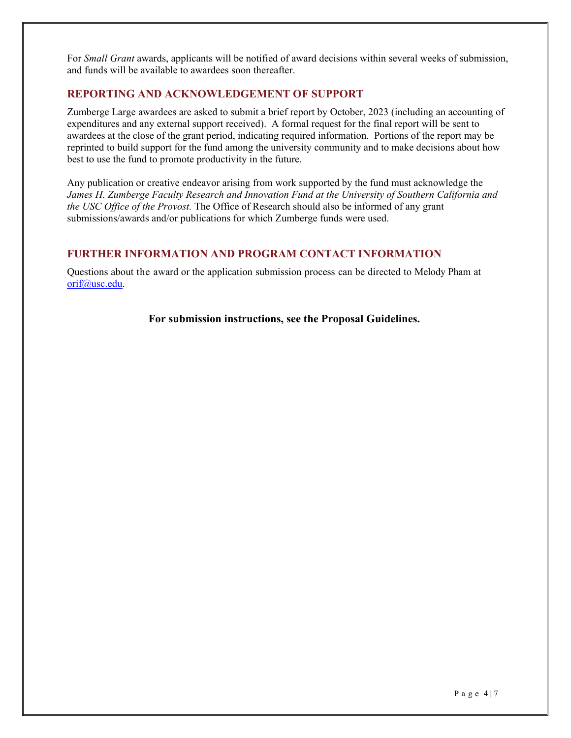For *Small Grant* awards, applicants will be notified of award decisions within several weeks of submission, and funds will be available to awardees soon thereafter.

## REPORTING AND ACKNOWLEDGEMENT OF SUPPORT

Zumberge Large awardees are asked to submit a brief report by October, 2023 (including an accounting of expenditures and any external support received). A formal request for the final report will be sent to awardees at the close of the grant period, indicating required information. Portions of the report may be reprinted to build support for the fund among the university community and to make decisions about how best to use the fund to promote productivity in the future.

Any publication or creative endeavor arising from work supported by the fund must acknowledge the *James H. Zumberge Faculty Research and Innovation Fund at the University of Southern California and the USC Office of the Provost.* The Office of Research should also be informed of any grant submissions/awards and/or publications for which Zumberge funds were used.

## FURTHER INFORMATION AND PROGRAM CONTACT INFORMATION

Questions about the award or the application submission process can be directed to Melody Pham at orif@usc.edu.

**For submission instructions, see the Proposal Guidelines.**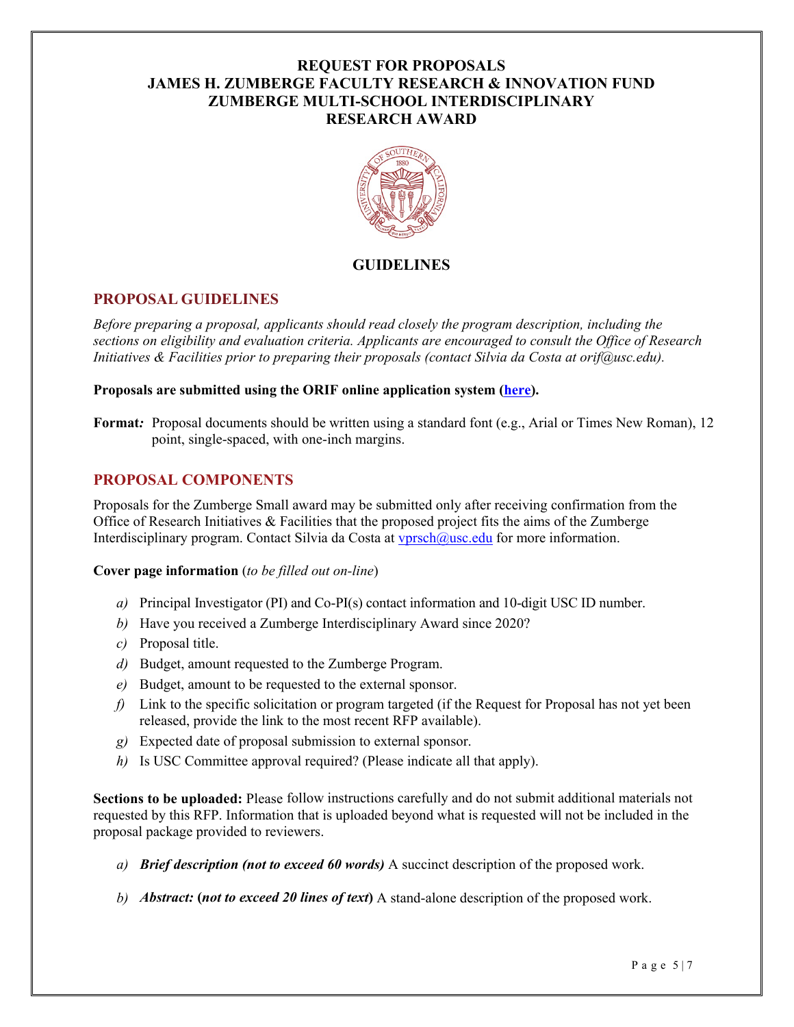# REQUEST FOR PROPOSALS
# JAMES H. ZUMBERGE FACULTY RESEARCH & INNOVATION FUND
# ZUMBERGE MULTI-SCHOOL INTERDISCIPLINARY RESEARCH AWARD

### GUIDELINES

## PROPOSAL GUIDELINES

*Before preparing a proposal, applicants should read closely the program description, including the sections on eligibility and evaluation criteria. Applicants are encouraged to consult the Office of Research Initiatives & Facilities prior to preparing their proposals (contact Silvia da Costa at orif@usc.edu).*

**Proposals are submitted using the ORIF online application system (here).**

**Format:** Proposal documents should be written using a standard font (e.g., Arial or Times New Roman), 12 point, single-spaced, with one-inch margins.

## PROPOSAL COMPONENTS

Proposals for the Zumberge Small award may be submitted only after receiving confirmation from the Office of Research Initiatives & Facilities that the proposed project fits the aims of the Zumberge Interdisciplinary program. Contact Silvia da Costa at vprsch@usc.edu for more information.

**Cover page information** (*to be filled out on-line*)

*a)* Principal Investigator (PI) and Co-PI(s) contact information and 10-digit USC ID number.
*b)* Have you received a Zumberge Interdisciplinary Award since 2020?
*c)* Proposal title.
*d)* Budget, amount requested to the Zumberge Program.
*e)* Budget, amount to be requested to the external sponsor.
*f)* Link to the specific solicitation or program targeted (if the Request for Proposal has not yet been released, provide the link to the most recent RFP available).
*g)* Expected date of proposal submission to external sponsor.
*h)* Is USC Committee approval required? (Please indicate all that apply).

**Sections to be uploaded:** Please follow instructions carefully and do not submit additional materials not requested by this RFP. Information that is uploaded beyond what is requested will not be included in the proposal package provided to reviewers.

*a)* ***Brief description (not to exceed 60 words)*** A succinct description of the proposed work.

*b)* ***Abstract:* (*not to exceed 20 lines of text*)** A stand-alone description of the proposed work.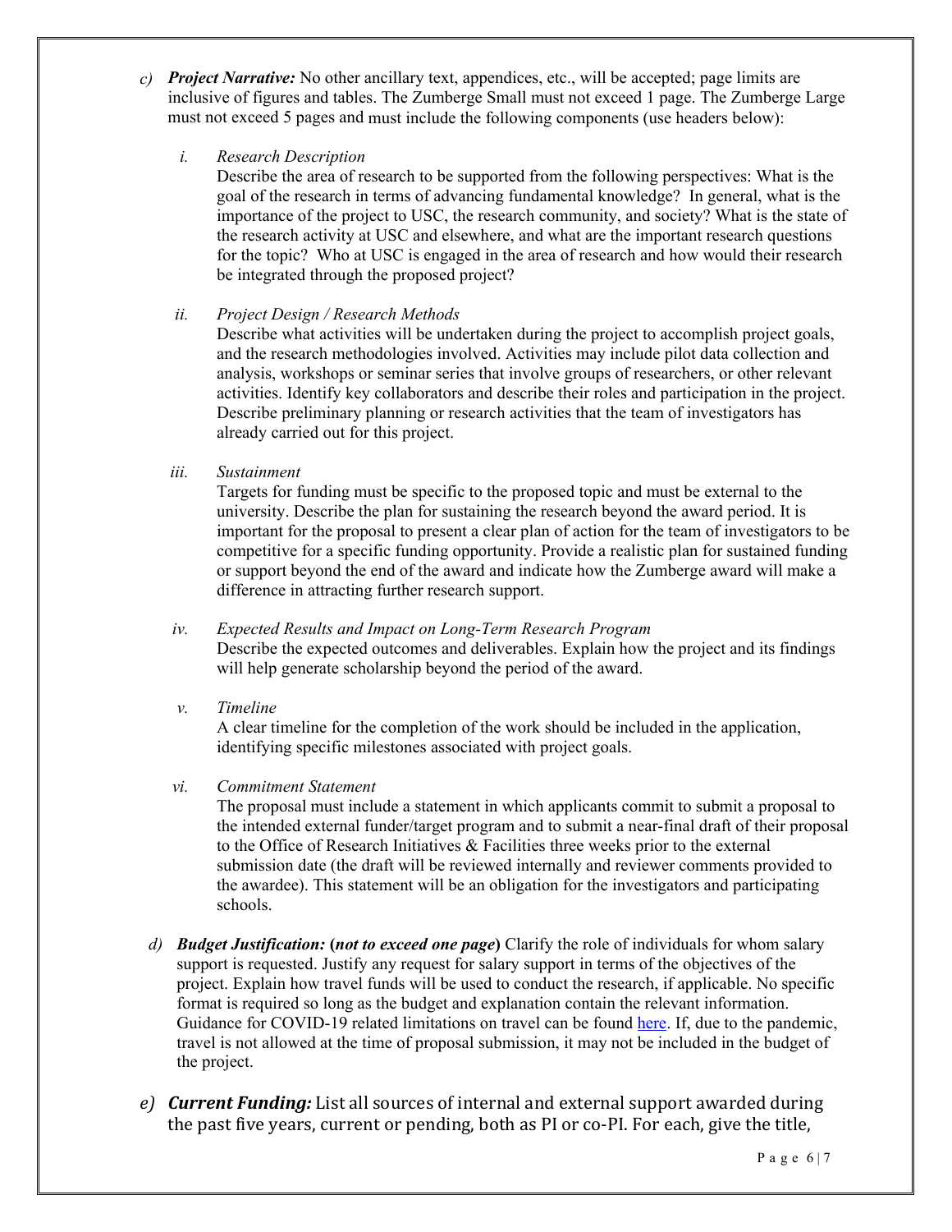c) ***Project Narrative:*** No other ancillary text, appendices, etc., will be accepted; page limits are inclusive of figures and tables. The Zumberge Small must not exceed 1 page. The Zumberge Large must not exceed 5 pages and must include the following components (use headers below):

   i. *Research Description*
   Describe the area of research to be supported from the following perspectives: What is the goal of the research in terms of advancing fundamental knowledge? In general, what is the importance of the project to USC, the research community, and society? What is the state of the research activity at USC and elsewhere, and what are the important research questions for the topic? Who at USC is engaged in the area of research and how would their research be integrated through the proposed project?

   ii. *Project Design / Research Methods*
   Describe what activities will be undertaken during the project to accomplish project goals, and the research methodologies involved. Activities may include pilot data collection and analysis, workshops or seminar series that involve groups of researchers, or other relevant activities. Identify key collaborators and describe their roles and participation in the project. Describe preliminary planning or research activities that the team of investigators has already carried out for this project.

   iii. *Sustainment*
   Targets for funding must be specific to the proposed topic and must be external to the university. Describe the plan for sustaining the research beyond the award period. It is important for the proposal to present a clear plan of action for the team of investigators to be competitive for a specific funding opportunity. Provide a realistic plan for sustained funding or support beyond the end of the award and indicate how the Zumberge award will make a difference in attracting further research support.

   iv. *Expected Results and Impact on Long-Term Research Program*
   Describe the expected outcomes and deliverables. Explain how the project and its findings will help generate scholarship beyond the period of the award.

   v. *Timeline*
   A clear timeline for the completion of the work should be included in the application, identifying specific milestones associated with project goals.

   vi. *Commitment Statement*
   The proposal must include a statement in which applicants commit to submit a proposal to the intended external funder/target program and to submit a near-final draft of their proposal to the Office of Research Initiatives & Facilities three weeks prior to the external submission date (the draft will be reviewed internally and reviewer comments provided to the awardee). This statement will be an obligation for the investigators and participating schools.

d) ***Budget Justification:*** **(*not to exceed one page*)** Clarify the role of individuals for whom salary support is requested. Justify any request for salary support in terms of the objectives of the project. Explain how travel funds will be used to conduct the research, if applicable. No specific format is required so long as the budget and explanation contain the relevant information. Guidance for COVID-19 related limitations on travel can be found here. If, due to the pandemic, travel is not allowed at the time of proposal submission, it may not be included in the budget of the project.

e) ***Current Funding:*** List all sources of internal and external support awarded during the past five years, current or pending, both as PI or co-PI. For each, give the title,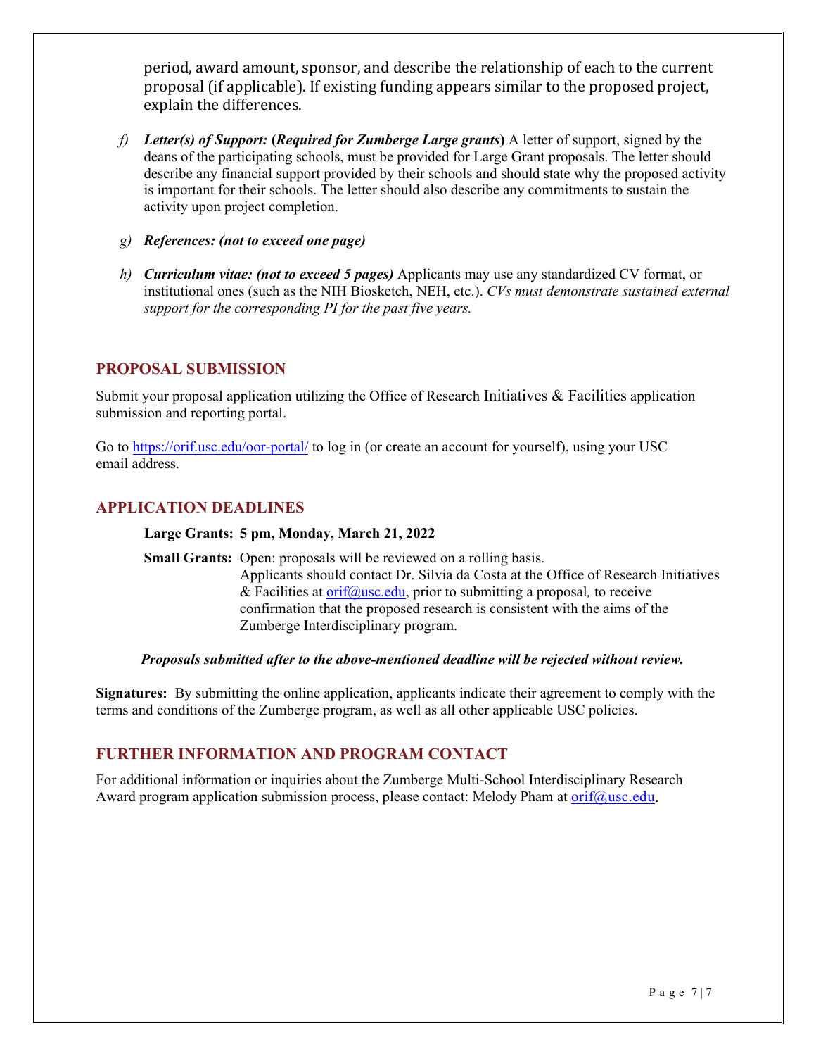period, award amount, sponsor, and describe the relationship of each to the current proposal (if applicable). If existing funding appears similar to the proposed project, explain the differences.

f) ***Letter(s) of Support:*** **(*Required for Zumberge Large grants*)** A letter of support, signed by the deans of the participating schools, must be provided for Large Grant proposals. The letter should describe any financial support provided by their schools and should state why the proposed activity is important for their schools. The letter should also describe any commitments to sustain the activity upon project completion.

g) ***References: (not to exceed one page)***

h) ***Curriculum vitae: (not to exceed 5 pages)*** Applicants may use any standardized CV format, or institutional ones (such as the NIH Biosketch, NEH, etc.). *CVs must demonstrate sustained external support for the corresponding PI for the past five years.*

## PROPOSAL SUBMISSION

Submit your proposal application utilizing the Office of Research Initiatives & Facilities application submission and reporting portal.

Go to https://orif.usc.edu/oor-portal/ to log in (or create an account for yourself), using your USC email address.

## APPLICATION DEADLINES

**Large Grants: 5 pm, Monday, March 21, 2022**

**Small Grants:** Open: proposals will be reviewed on a rolling basis. Applicants should contact Dr. Silvia da Costa at the Office of Research Initiatives & Facilities at orif@usc.edu, prior to submitting a proposal, to receive confirmation that the proposed research is consistent with the aims of the Zumberge Interdisciplinary program.

***Proposals submitted after to the above-mentioned deadline will be rejected without review.***

**Signatures:** By submitting the online application, applicants indicate their agreement to comply with the terms and conditions of the Zumberge program, as well as all other applicable USC policies.

## FURTHER INFORMATION AND PROGRAM CONTACT

For additional information or inquiries about the Zumberge Multi-School Interdisciplinary Research Award program application submission process, please contact: Melody Pham at orif@usc.edu.